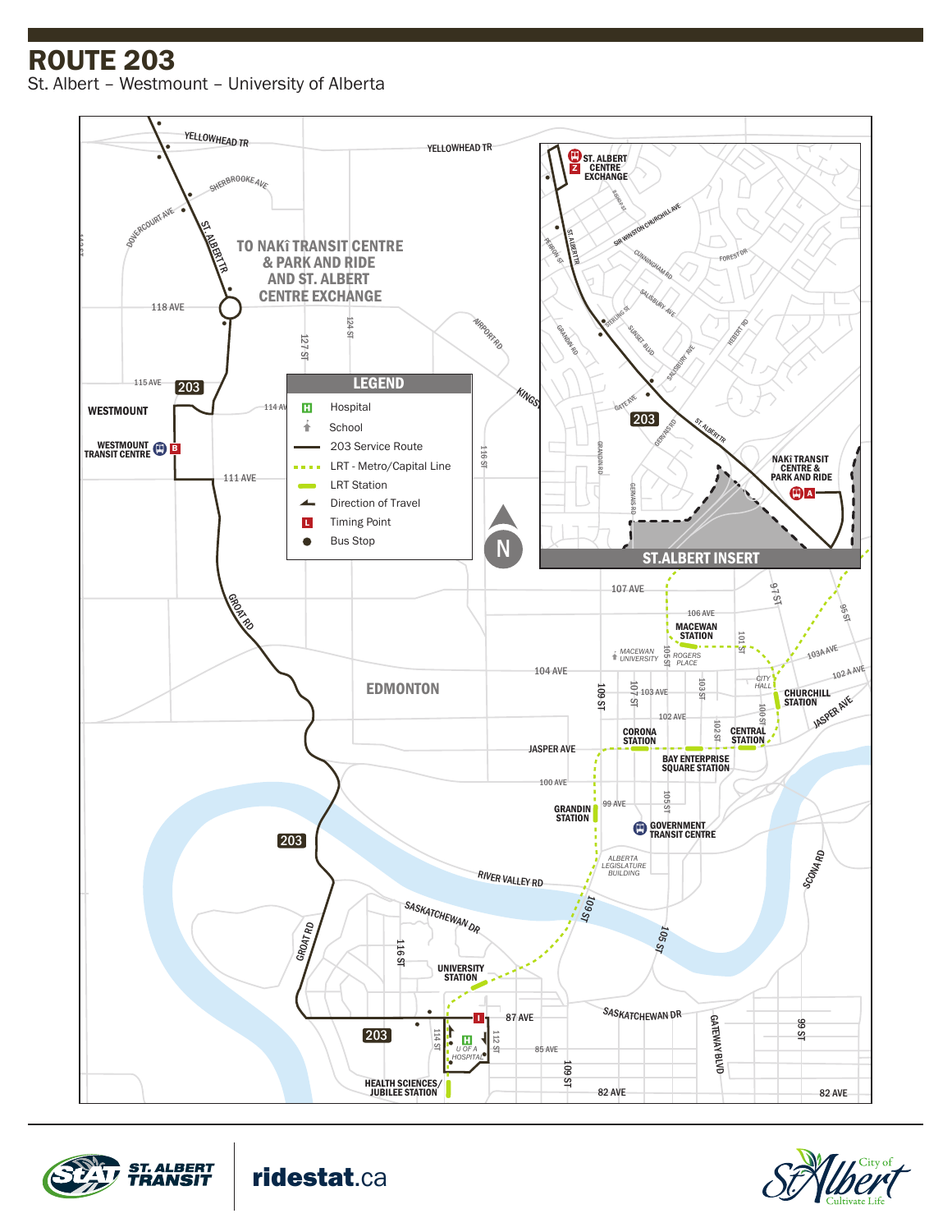# ROUTE 203

St. Albert – Westmount – University of Alberta

TO NAKÎ TRANSIT CENTRE & PARK AND RIDE AND ST. ALBERT CENTRE EXCHANGE

## LEGEND

- Hospital
- School
- 203 Service Route
- LRT - Metro/Capital Line
- LRT Station
- Direction of Travel
- Timing Point
- Bus Stop

YELLOWHEAD TR
SHERBROOKE AVE
DOVERCOURT AVE
ST. ALBERT TR
118 AVE
127 ST
124 ST
AIRPORT RD
115 AVE
114 AVE
WESTMOUNT
WESTMOUNT TRANSIT CENTRE (B)
111 AVE
116 ST
KINGSWAY
GROAT RD
EDMONTON
107 AVE
106 AVE
MACEWAN STATION
MACEWAN UNIVERSITY
ROGERS PLACE
104 AVE
103 AVE
102 AVE
JASPER AVE
100 AVE
99 AVE
CORONA STATION
BAY ENTERPRISE SQUARE STATION
CENTRAL STATION
CHURCHILL STATION
CITY HALL
GRANDIN STATION
GOVERNMENT TRANSIT CENTRE
ALBERTA LEGISLATURE BUILDING
RIVER VALLEY RD
SASKATCHEWAN DR
UNIVERSITY STATION
87 AVE
85 AVE
82 AVE
U OF A HOSPITAL
HEALTH SCIENCES/ JUBILEE STATION
GATEWAY BLVD
SCONA RD
103A AVE
102 A AVE
97 ST
96 ST
99 ST
101 ST
103 ST
105 ST
107 ST
109 ST
112 ST
114 ST
100 ST
102 ST

## ST. ALBERT INSERT

ST. ALBERT CENTRE EXCHANGE (Z)
NAKÎ TRANSIT CENTRE & PARK AND RIDE (A)
ST. ALBERT TR
PERRON ST
SIR WINSTON CHURCHILL AVE
BISHOP ST
CUNNINGHAM RD
FOREST DR
SALISBURY AVE
STERLING ST
SUNSET BLVD
HEBERT RD
GRANDIN RD
GATE AVE
GERVAIS RD

ST. ALBERT TRANSIT | ridestat.ca

City of St. Albert — Cultivate Life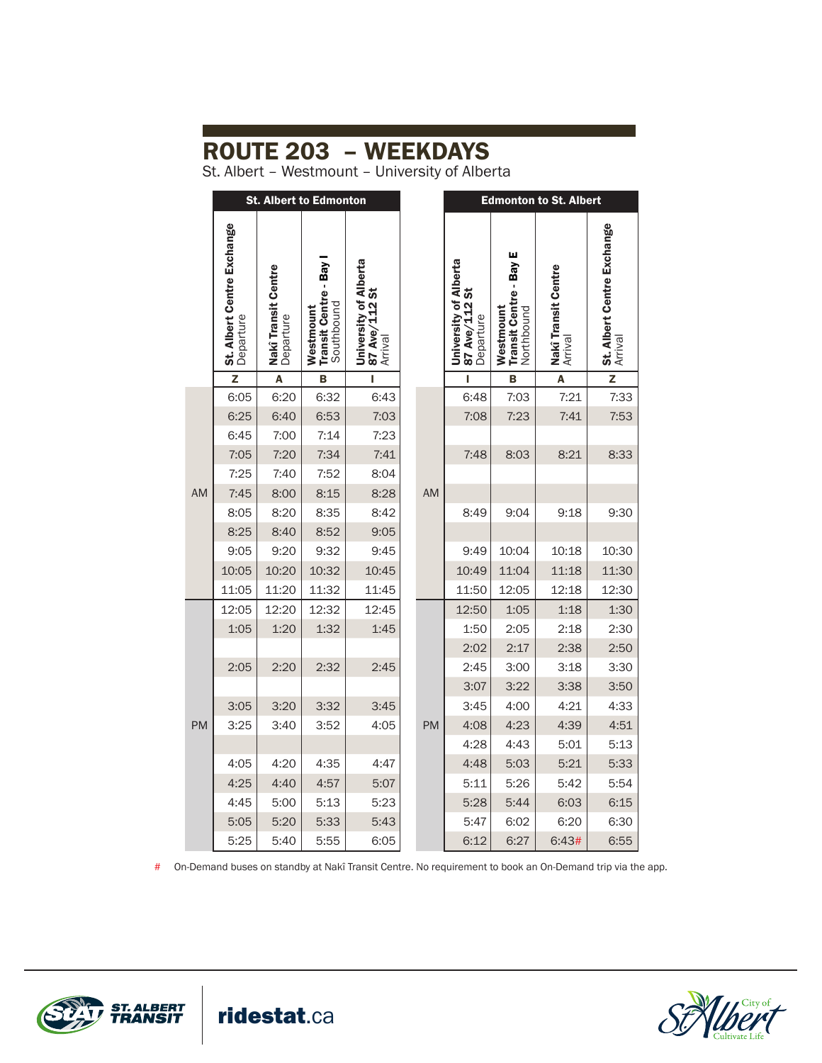# ROUTE 203 – WEEKDAYS

St. Albert – Westmount – University of Alberta

| | St. Albert to Edmonton | | | | | Edmonton to St. Albert | | | |
|---|---|---|---|---|---|---|---|---|---|
| | St. Albert Centre Exchange Departure | Nakî Transit Centre Departure | Westmount Transit Centre - Bay I Southbound | University of Alberta 87 Ave/112 St Arrival | | University of Alberta 87 Ave/112 St Departure | Westmount Transit Centre - Bay E Northbound | Nakî Transit Centre Arrival | St. Albert Centre Exchange Arrival |
| | Z | A | B | I | | I | B | A | Z |
| AM | 6:05 | 6:20 | 6:32 | 6:43 | AM | 6:48 | 7:03 | 7:21 | 7:33 |
| | 6:25 | 6:40 | 6:53 | 7:03 | | 7:08 | 7:23 | 7:41 | 7:53 |
| | 6:45 | 7:00 | 7:14 | 7:23 | | | | | |
| | 7:05 | 7:20 | 7:34 | 7:41 | | 7:48 | 8:03 | 8:21 | 8:33 |
| | 7:25 | 7:40 | 7:52 | 8:04 | | | | | |
| | 7:45 | 8:00 | 8:15 | 8:28 | | | | | |
| | 8:05 | 8:20 | 8:35 | 8:42 | | 8:49 | 9:04 | 9:18 | 9:30 |
| | 8:25 | 8:40 | 8:52 | 9:05 | | | | | |
| | 9:05 | 9:20 | 9:32 | 9:45 | | 9:49 | 10:04 | 10:18 | 10:30 |
| | 10:05 | 10:20 | 10:32 | 10:45 | | 10:49 | 11:04 | 11:18 | 11:30 |
| | 11:05 | 11:20 | 11:32 | 11:45 | | 11:50 | 12:05 | 12:18 | 12:30 |
| PM | 12:05 | 12:20 | 12:32 | 12:45 | PM | 12:50 | 1:05 | 1:18 | 1:30 |
| | 1:05 | 1:20 | 1:32 | 1:45 | | 1:50 | 2:05 | 2:18 | 2:30 |
| | | | | | | 2:02 | 2:17 | 2:38 | 2:50 |
| | 2:05 | 2:20 | 2:32 | 2:45 | | 2:45 | 3:00 | 3:18 | 3:30 |
| | | | | | | 3:07 | 3:22 | 3:38 | 3:50 |
| | 3:05 | 3:20 | 3:32 | 3:45 | | 3:45 | 4:00 | 4:21 | 4:33 |
| | 3:25 | 3:40 | 3:52 | 4:05 | | 4:08 | 4:23 | 4:39 | 4:51 |
| | | | | | | 4:28 | 4:43 | 5:01 | 5:13 |
| | 4:05 | 4:20 | 4:35 | 4:47 | | 4:48 | 5:03 | 5:21 | 5:33 |
| | 4:25 | 4:40 | 4:57 | 5:07 | | 5:11 | 5:26 | 5:42 | 5:54 |
| | 4:45 | 5:00 | 5:13 | 5:23 | | 5:28 | 5:44 | 6:03 | 6:15 |
| | 5:05 | 5:20 | 5:33 | 5:43 | | 5:47 | 6:02 | 6:20 | 6:30 |
| | 5:25 | 5:40 | 5:55 | 6:05 | | 6:12 | 6:27 | 6:43# | 6:55 |

# On-Demand buses on standby at Nakî Transit Centre. No requirement to book an On-Demand trip via the app.

ST. ALBERT TRANSIT ridestat.ca

City of St. Albert – Cultivate Life